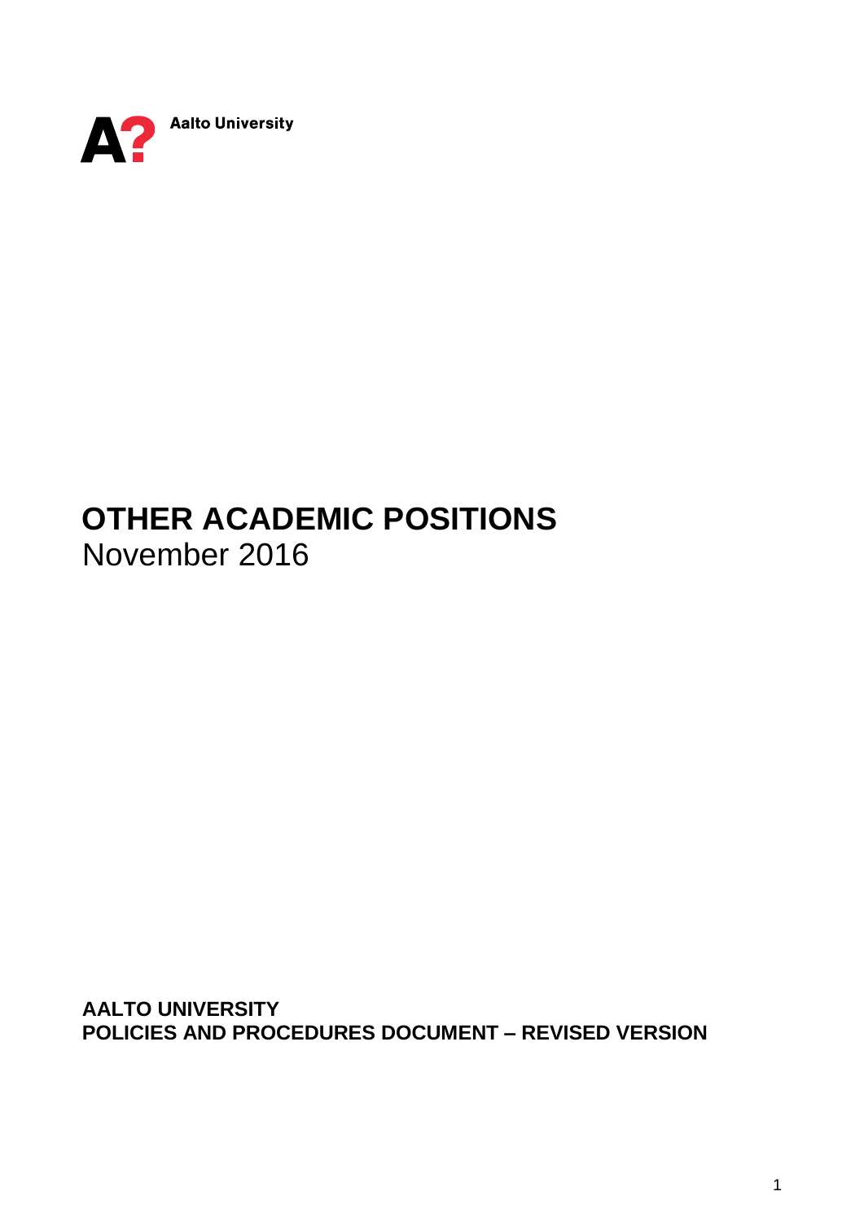Aalto University

# OTHER ACADEMIC POSITIONS

November 2016

**AALTO UNIVERSITY**
**POLICIES AND PROCEDURES DOCUMENT – REVISED VERSION**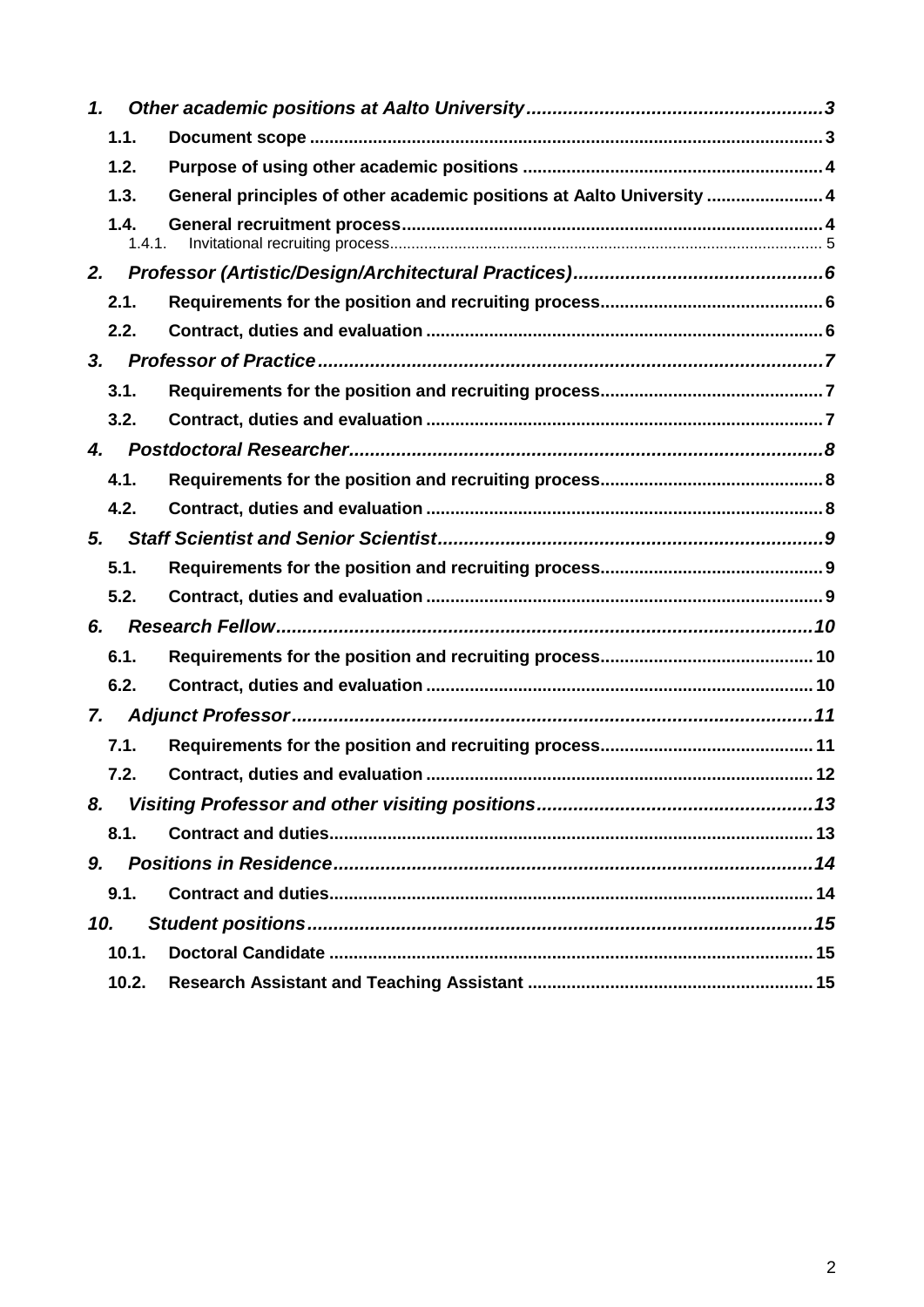1. *Other academic positions at Aalto University* ... 3
   - 1.1. Document scope ... 3
   - 1.2. Purpose of using other academic positions ... 4
   - 1.3. General principles of other academic positions at Aalto University ... 4
   - 1.4. General recruitment process ... 4
     - 1.4.1. Invitational recruiting process ... 5
2. *Professor (Artistic/Design/Architectural Practices)* ... 6
   - 2.1. Requirements for the position and recruiting process ... 6
   - 2.2. Contract, duties and evaluation ... 6
3. *Professor of Practice* ... 7
   - 3.1. Requirements for the position and recruiting process ... 7
   - 3.2. Contract, duties and evaluation ... 7
4. *Postdoctoral Researcher* ... 8
   - 4.1. Requirements for the position and recruiting process ... 8
   - 4.2. Contract, duties and evaluation ... 8
5. *Staff Scientist and Senior Scientist* ... 9
   - 5.1. Requirements for the position and recruiting process ... 9
   - 5.2. Contract, duties and evaluation ... 9
6. *Research Fellow* ... 10
   - 6.1. Requirements for the position and recruiting process ... 10
   - 6.2. Contract, duties and evaluation ... 10
7. *Adjunct Professor* ... 11
   - 7.1. Requirements for the position and recruiting process ... 11
   - 7.2. Contract, duties and evaluation ... 12
8. *Visiting Professor and other visiting positions* ... 13
   - 8.1. Contract and duties ... 13
9. *Positions in Residence* ... 14
   - 9.1. Contract and duties ... 14
10. *Student positions* ... 15
    - 10.1. Doctoral Candidate ... 15
    - 10.2. Research Assistant and Teaching Assistant ... 15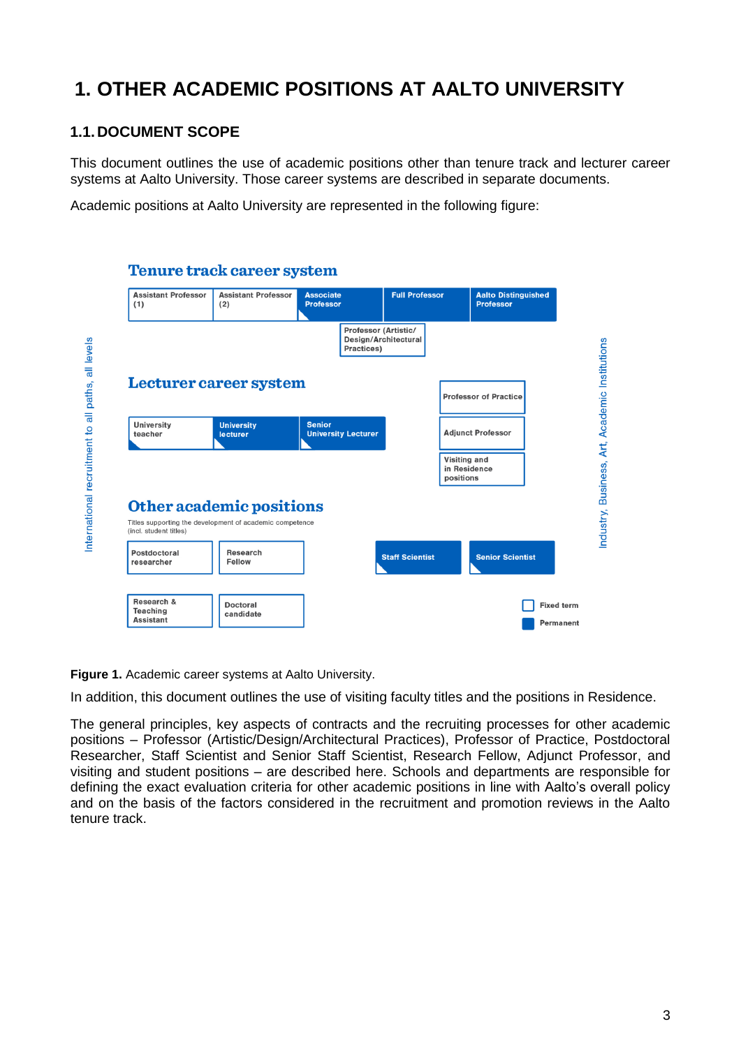# 1. OTHER ACADEMIC POSITIONS AT AALTO UNIVERSITY

## 1.1. DOCUMENT SCOPE

This document outlines the use of academic positions other than tenure track and lecturer career systems at Aalto University. Those career systems are described in separate documents.

Academic positions at Aalto University are represented in the following figure:

**Tenure track career system**

Assistant Professor (1) | Assistant Professor (2) | Associate Professor | Full Professor | Aalto Distinguished Professor

Professor (Artistic/ Design/Architectural Practices)

**Lecturer career system**

University teacher | University lecturer | Senior University Lecturer

Professor of Practice

Adjunct Professor

Visiting and in Residence positions

**Other academic positions**

Titles supporting the development of academic competence (incl. student titles)

Postdoctoral researcher | Research Fellow | Staff Scientist | Senior Scientist

Research & Teaching Assistant | Doctoral candidate

Fixed term

Permanent

International recruitment to all paths, all levels

Industry, Business, Art, Academic Institutions

**Figure 1.** Academic career systems at Aalto University.

In addition, this document outlines the use of visiting faculty titles and the positions in Residence.

The general principles, key aspects of contracts and the recruiting processes for other academic positions – Professor (Artistic/Design/Architectural Practices), Professor of Practice, Postdoctoral Researcher, Staff Scientist and Senior Staff Scientist, Research Fellow, Adjunct Professor, and visiting and student positions – are described here. Schools and departments are responsible for defining the exact evaluation criteria for other academic positions in line with Aalto's overall policy and on the basis of the factors considered in the recruitment and promotion reviews in the Aalto tenure track.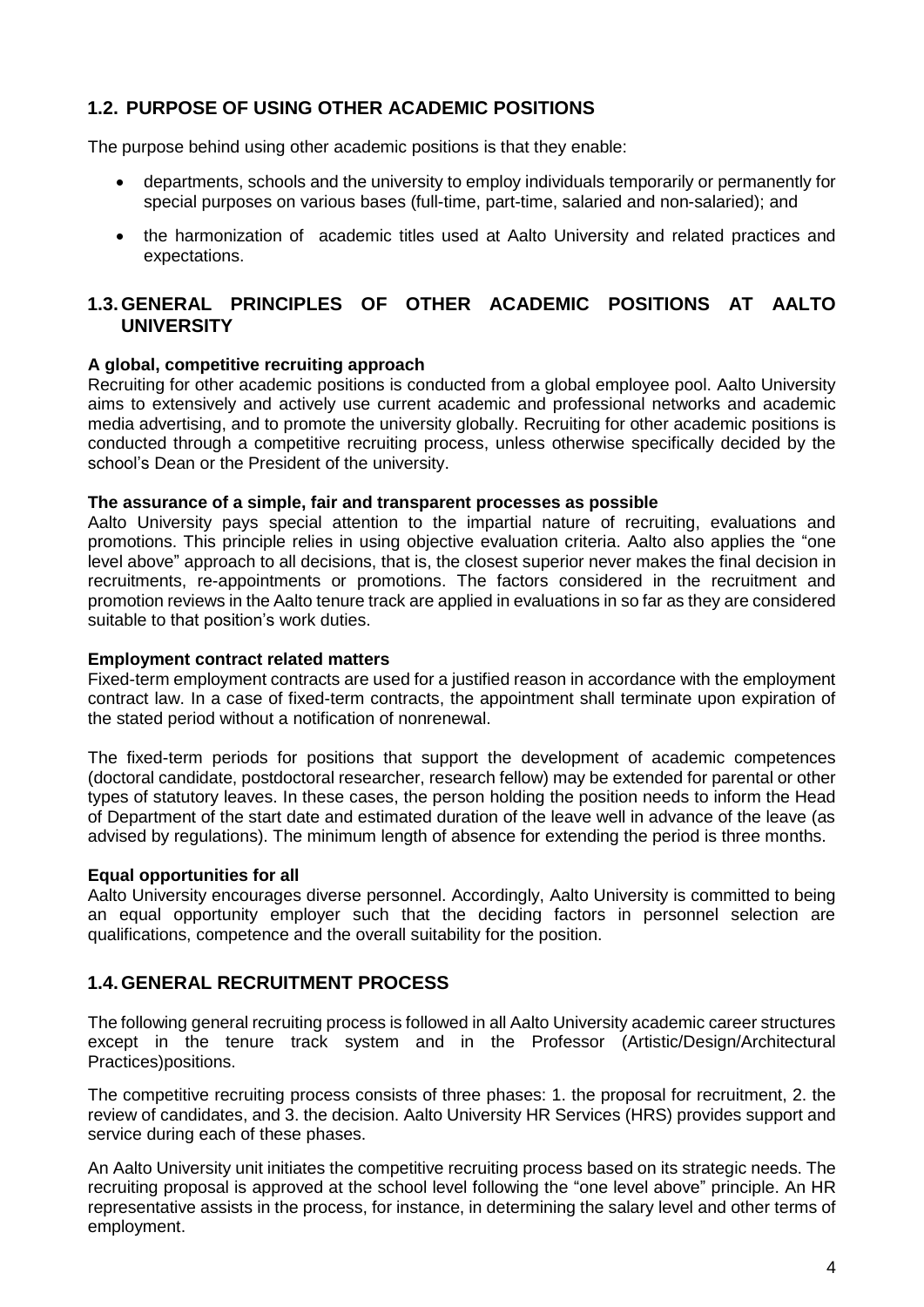## 1.2. PURPOSE OF USING OTHER ACADEMIC POSITIONS

The purpose behind using other academic positions is that they enable:

- departments, schools and the university to employ individuals temporarily or permanently for special purposes on various bases (full-time, part-time, salaried and non-salaried); and
- the harmonization of academic titles used at Aalto University and related practices and expectations.

## 1.3. GENERAL PRINCIPLES OF OTHER ACADEMIC POSITIONS AT AALTO UNIVERSITY

**A global, competitive recruiting approach**
Recruiting for other academic positions is conducted from a global employee pool. Aalto University aims to extensively and actively use current academic and professional networks and academic media advertising, and to promote the university globally. Recruiting for other academic positions is conducted through a competitive recruiting process, unless otherwise specifically decided by the school's Dean or the President of the university.

**The assurance of a simple, fair and transparent processes as possible**
Aalto University pays special attention to the impartial nature of recruiting, evaluations and promotions. This principle relies in using objective evaluation criteria. Aalto also applies the "one level above" approach to all decisions, that is, the closest superior never makes the final decision in recruitments, re-appointments or promotions. The factors considered in the recruitment and promotion reviews in the Aalto tenure track are applied in evaluations in so far as they are considered suitable to that position's work duties.

**Employment contract related matters**
Fixed-term employment contracts are used for a justified reason in accordance with the employment contract law. In a case of fixed-term contracts, the appointment shall terminate upon expiration of the stated period without a notification of nonrenewal.

The fixed-term periods for positions that support the development of academic competences (doctoral candidate, postdoctoral researcher, research fellow) may be extended for parental or other types of statutory leaves. In these cases, the person holding the position needs to inform the Head of Department of the start date and estimated duration of the leave well in advance of the leave (as advised by regulations). The minimum length of absence for extending the period is three months.

**Equal opportunities for all**
Aalto University encourages diverse personnel. Accordingly, Aalto University is committed to being an equal opportunity employer such that the deciding factors in personnel selection are qualifications, competence and the overall suitability for the position.

## 1.4. GENERAL RECRUITMENT PROCESS

The following general recruiting process is followed in all Aalto University academic career structures except in the tenure track system and in the Professor (Artistic/Design/Architectural Practices)positions.

The competitive recruiting process consists of three phases: 1. the proposal for recruitment, 2. the review of candidates, and 3. the decision. Aalto University HR Services (HRS) provides support and service during each of these phases.

An Aalto University unit initiates the competitive recruiting process based on its strategic needs. The recruiting proposal is approved at the school level following the "one level above" principle. An HR representative assists in the process, for instance, in determining the salary level and other terms of employment.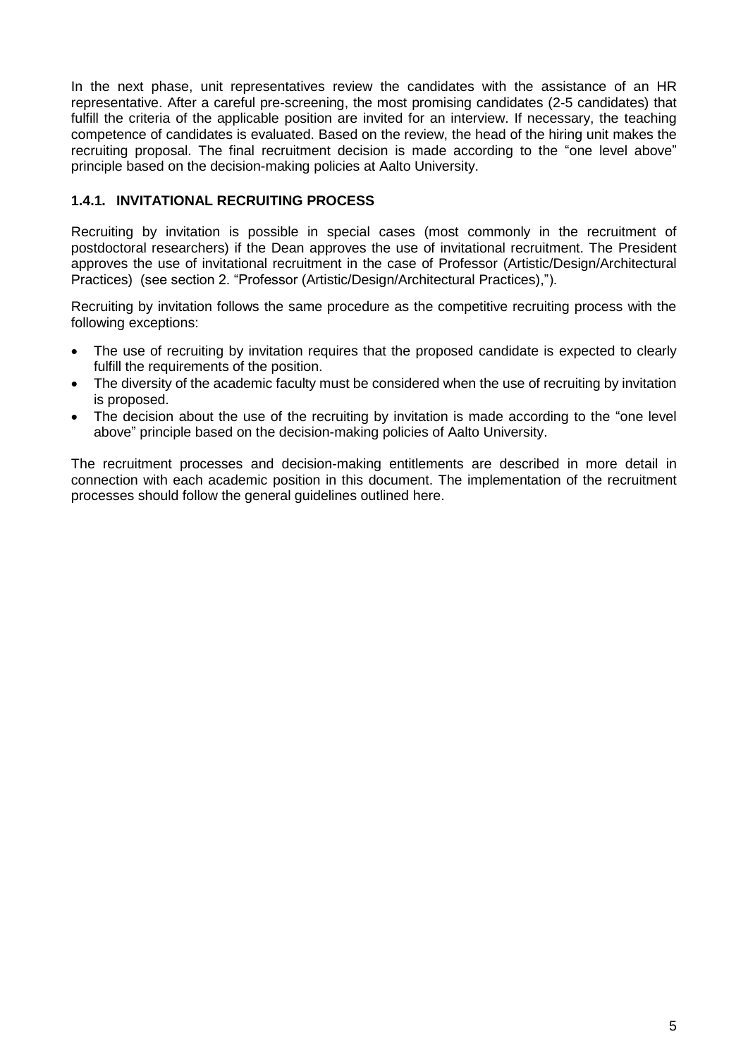In the next phase, unit representatives review the candidates with the assistance of an HR representative. After a careful pre-screening, the most promising candidates (2-5 candidates) that fulfill the criteria of the applicable position are invited for an interview. If necessary, the teaching competence of candidates is evaluated. Based on the review, the head of the hiring unit makes the recruiting proposal. The final recruitment decision is made according to the "one level above" principle based on the decision-making policies at Aalto University.

### 1.4.1. INVITATIONAL RECRUITING PROCESS

Recruiting by invitation is possible in special cases (most commonly in the recruitment of postdoctoral researchers) if the Dean approves the use of invitational recruitment. The President approves the use of invitational recruitment in the case of Professor (Artistic/Design/Architectural Practices) (see section 2. "Professor (Artistic/Design/Architectural Practices),").

Recruiting by invitation follows the same procedure as the competitive recruiting process with the following exceptions:

- The use of recruiting by invitation requires that the proposed candidate is expected to clearly fulfill the requirements of the position.
- The diversity of the academic faculty must be considered when the use of recruiting by invitation is proposed.
- The decision about the use of the recruiting by invitation is made according to the "one level above" principle based on the decision-making policies of Aalto University.

The recruitment processes and decision-making entitlements are described in more detail in connection with each academic position in this document. The implementation of the recruitment processes should follow the general guidelines outlined here.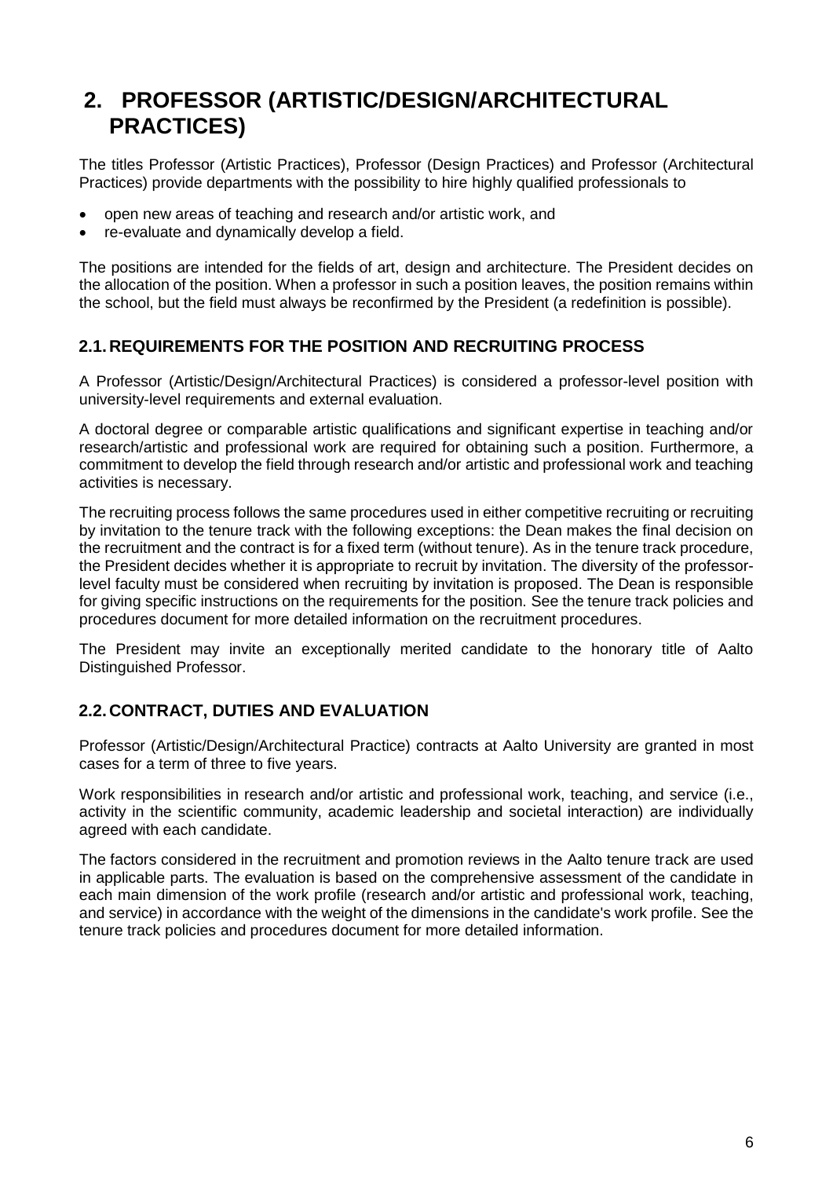# 2. PROFESSOR (ARTISTIC/DESIGN/ARCHITECTURAL PRACTICES)

The titles Professor (Artistic Practices), Professor (Design Practices) and Professor (Architectural Practices) provide departments with the possibility to hire highly qualified professionals to

- open new areas of teaching and research and/or artistic work, and
- re-evaluate and dynamically develop a field.

The positions are intended for the fields of art, design and architecture. The President decides on the allocation of the position. When a professor in such a position leaves, the position remains within the school, but the field must always be reconfirmed by the President (a redefinition is possible).

## 2.1. REQUIREMENTS FOR THE POSITION AND RECRUITING PROCESS

A Professor (Artistic/Design/Architectural Practices) is considered a professor-level position with university-level requirements and external evaluation.

A doctoral degree or comparable artistic qualifications and significant expertise in teaching and/or research/artistic and professional work are required for obtaining such a position. Furthermore, a commitment to develop the field through research and/or artistic and professional work and teaching activities is necessary.

The recruiting process follows the same procedures used in either competitive recruiting or recruiting by invitation to the tenure track with the following exceptions: the Dean makes the final decision on the recruitment and the contract is for a fixed term (without tenure). As in the tenure track procedure, the President decides whether it is appropriate to recruit by invitation. The diversity of the professor-level faculty must be considered when recruiting by invitation is proposed. The Dean is responsible for giving specific instructions on the requirements for the position. See the tenure track policies and procedures document for more detailed information on the recruitment procedures.

The President may invite an exceptionally merited candidate to the honorary title of Aalto Distinguished Professor.

## 2.2. CONTRACT, DUTIES AND EVALUATION

Professor (Artistic/Design/Architectural Practice) contracts at Aalto University are granted in most cases for a term of three to five years.

Work responsibilities in research and/or artistic and professional work, teaching, and service (i.e., activity in the scientific community, academic leadership and societal interaction) are individually agreed with each candidate.

The factors considered in the recruitment and promotion reviews in the Aalto tenure track are used in applicable parts. The evaluation is based on the comprehensive assessment of the candidate in each main dimension of the work profile (research and/or artistic and professional work, teaching, and service) in accordance with the weight of the dimensions in the candidate's work profile. See the tenure track policies and procedures document for more detailed information.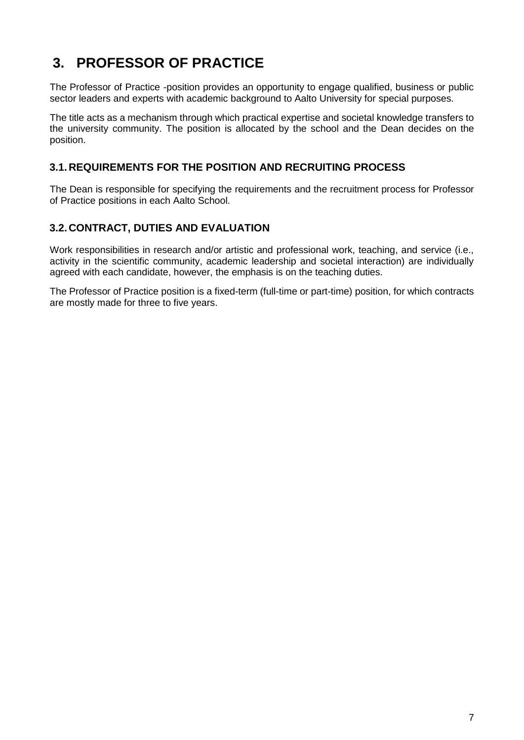# 3. PROFESSOR OF PRACTICE

The Professor of Practice -position provides an opportunity to engage qualified, business or public sector leaders and experts with academic background to Aalto University for special purposes.

The title acts as a mechanism through which practical expertise and societal knowledge transfers to the university community. The position is allocated by the school and the Dean decides on the position.

## 3.1. REQUIREMENTS FOR THE POSITION AND RECRUITING PROCESS

The Dean is responsible for specifying the requirements and the recruitment process for Professor of Practice positions in each Aalto School.

## 3.2. CONTRACT, DUTIES AND EVALUATION

Work responsibilities in research and/or artistic and professional work, teaching, and service (i.e., activity in the scientific community, academic leadership and societal interaction) are individually agreed with each candidate, however, the emphasis is on the teaching duties.

The Professor of Practice position is a fixed-term (full-time or part-time) position, for which contracts are mostly made for three to five years.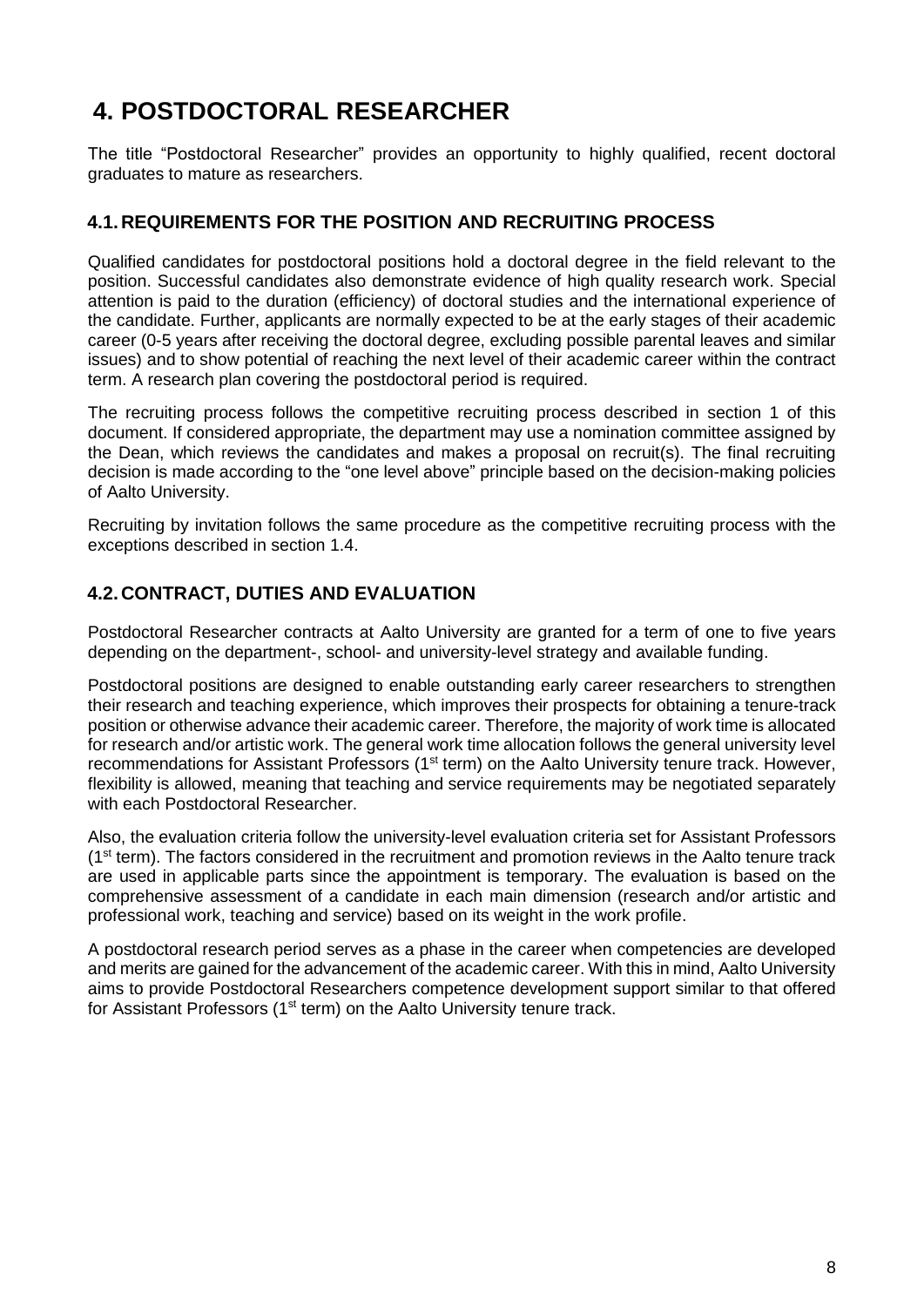# 4. POSTDOCTORAL RESEARCHER

The title "Postdoctoral Researcher" provides an opportunity to highly qualified, recent doctoral graduates to mature as researchers.

## 4.1. REQUIREMENTS FOR THE POSITION AND RECRUITING PROCESS

Qualified candidates for postdoctoral positions hold a doctoral degree in the field relevant to the position. Successful candidates also demonstrate evidence of high quality research work. Special attention is paid to the duration (efficiency) of doctoral studies and the international experience of the candidate. Further, applicants are normally expected to be at the early stages of their academic career (0-5 years after receiving the doctoral degree, excluding possible parental leaves and similar issues) and to show potential of reaching the next level of their academic career within the contract term. A research plan covering the postdoctoral period is required.

The recruiting process follows the competitive recruiting process described in section 1 of this document. If considered appropriate, the department may use a nomination committee assigned by the Dean, which reviews the candidates and makes a proposal on recruit(s). The final recruiting decision is made according to the "one level above" principle based on the decision-making policies of Aalto University.

Recruiting by invitation follows the same procedure as the competitive recruiting process with the exceptions described in section 1.4.

## 4.2. CONTRACT, DUTIES AND EVALUATION

Postdoctoral Researcher contracts at Aalto University are granted for a term of one to five years depending on the department-, school- and university-level strategy and available funding.

Postdoctoral positions are designed to enable outstanding early career researchers to strengthen their research and teaching experience, which improves their prospects for obtaining a tenure-track position or otherwise advance their academic career. Therefore, the majority of work time is allocated for research and/or artistic work. The general work time allocation follows the general university level recommendations for Assistant Professors (1st term) on the Aalto University tenure track. However, flexibility is allowed, meaning that teaching and service requirements may be negotiated separately with each Postdoctoral Researcher.

Also, the evaluation criteria follow the university-level evaluation criteria set for Assistant Professors (1st term). The factors considered in the recruitment and promotion reviews in the Aalto tenure track are used in applicable parts since the appointment is temporary. The evaluation is based on the comprehensive assessment of a candidate in each main dimension (research and/or artistic and professional work, teaching and service) based on its weight in the work profile.

A postdoctoral research period serves as a phase in the career when competencies are developed and merits are gained for the advancement of the academic career. With this in mind, Aalto University aims to provide Postdoctoral Researchers competence development support similar to that offered for Assistant Professors (1st term) on the Aalto University tenure track.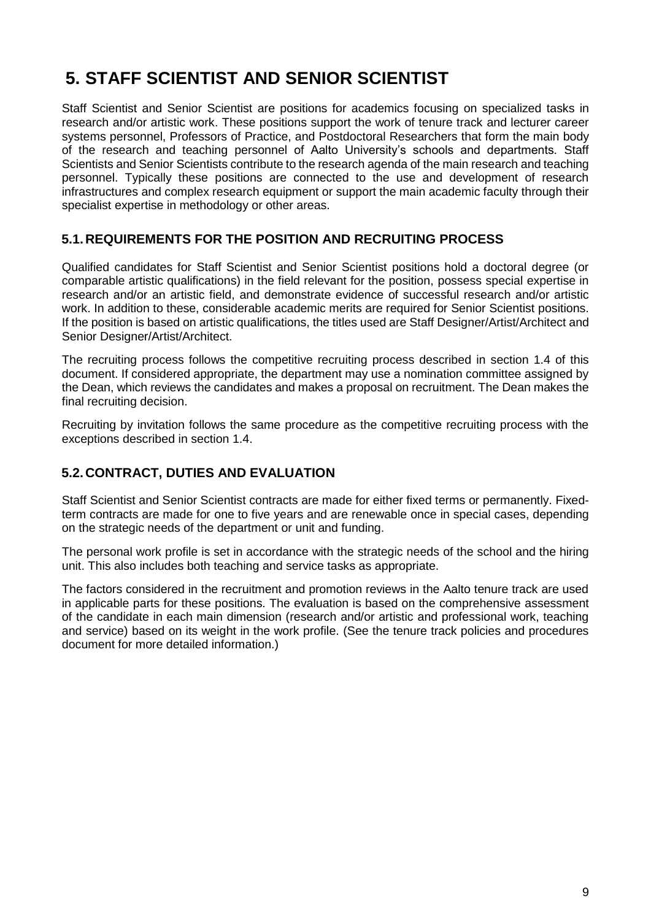# 5. STAFF SCIENTIST AND SENIOR SCIENTIST

Staff Scientist and Senior Scientist are positions for academics focusing on specialized tasks in research and/or artistic work. These positions support the work of tenure track and lecturer career systems personnel, Professors of Practice, and Postdoctoral Researchers that form the main body of the research and teaching personnel of Aalto University's schools and departments. Staff Scientists and Senior Scientists contribute to the research agenda of the main research and teaching personnel. Typically these positions are connected to the use and development of research infrastructures and complex research equipment or support the main academic faculty through their specialist expertise in methodology or other areas.

## 5.1. REQUIREMENTS FOR THE POSITION AND RECRUITING PROCESS

Qualified candidates for Staff Scientist and Senior Scientist positions hold a doctoral degree (or comparable artistic qualifications) in the field relevant for the position, possess special expertise in research and/or an artistic field, and demonstrate evidence of successful research and/or artistic work. In addition to these, considerable academic merits are required for Senior Scientist positions. If the position is based on artistic qualifications, the titles used are Staff Designer/Artist/Architect and Senior Designer/Artist/Architect.

The recruiting process follows the competitive recruiting process described in section 1.4 of this document. If considered appropriate, the department may use a nomination committee assigned by the Dean, which reviews the candidates and makes a proposal on recruitment. The Dean makes the final recruiting decision.

Recruiting by invitation follows the same procedure as the competitive recruiting process with the exceptions described in section 1.4.

## 5.2. CONTRACT, DUTIES AND EVALUATION

Staff Scientist and Senior Scientist contracts are made for either fixed terms or permanently. Fixed-term contracts are made for one to five years and are renewable once in special cases, depending on the strategic needs of the department or unit and funding.

The personal work profile is set in accordance with the strategic needs of the school and the hiring unit. This also includes both teaching and service tasks as appropriate.

The factors considered in the recruitment and promotion reviews in the Aalto tenure track are used in applicable parts for these positions. The evaluation is based on the comprehensive assessment of the candidate in each main dimension (research and/or artistic and professional work, teaching and service) based on its weight in the work profile. (See the tenure track policies and procedures document for more detailed information.)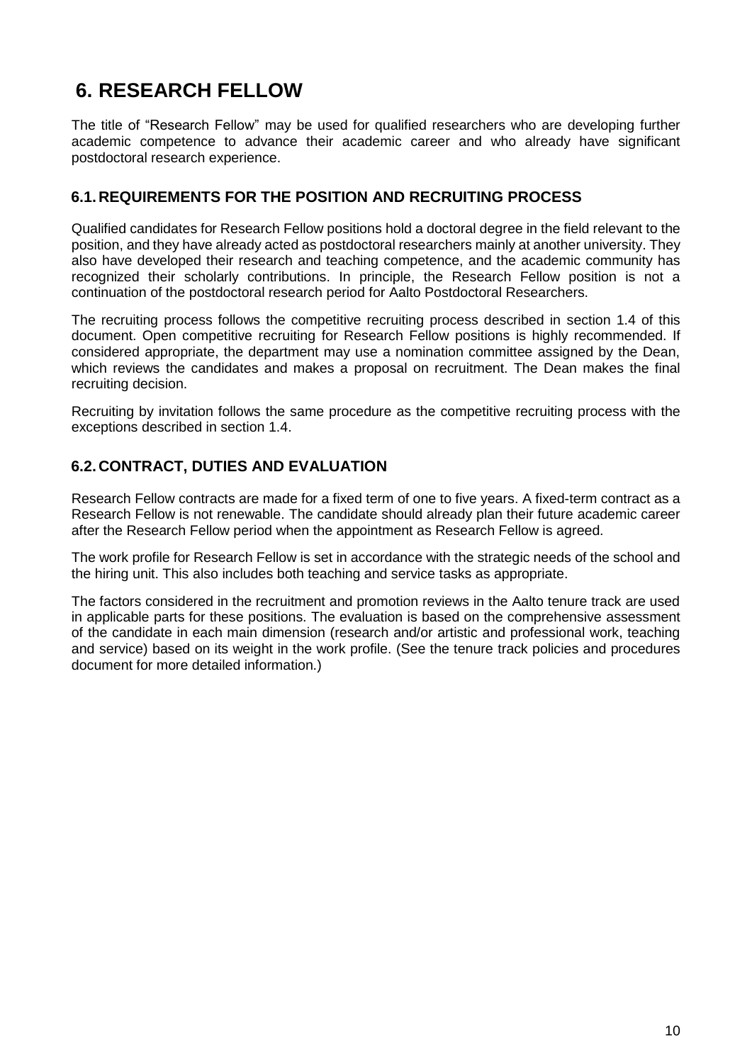# 6. RESEARCH FELLOW

The title of "Research Fellow" may be used for qualified researchers who are developing further academic competence to advance their academic career and who already have significant postdoctoral research experience.

## 6.1. REQUIREMENTS FOR THE POSITION AND RECRUITING PROCESS

Qualified candidates for Research Fellow positions hold a doctoral degree in the field relevant to the position, and they have already acted as postdoctoral researchers mainly at another university. They also have developed their research and teaching competence, and the academic community has recognized their scholarly contributions. In principle, the Research Fellow position is not a continuation of the postdoctoral research period for Aalto Postdoctoral Researchers.

The recruiting process follows the competitive recruiting process described in section 1.4 of this document. Open competitive recruiting for Research Fellow positions is highly recommended. If considered appropriate, the department may use a nomination committee assigned by the Dean, which reviews the candidates and makes a proposal on recruitment. The Dean makes the final recruiting decision.

Recruiting by invitation follows the same procedure as the competitive recruiting process with the exceptions described in section 1.4.

## 6.2. CONTRACT, DUTIES AND EVALUATION

Research Fellow contracts are made for a fixed term of one to five years. A fixed-term contract as a Research Fellow is not renewable. The candidate should already plan their future academic career after the Research Fellow period when the appointment as Research Fellow is agreed.

The work profile for Research Fellow is set in accordance with the strategic needs of the school and the hiring unit. This also includes both teaching and service tasks as appropriate.

The factors considered in the recruitment and promotion reviews in the Aalto tenure track are used in applicable parts for these positions. The evaluation is based on the comprehensive assessment of the candidate in each main dimension (research and/or artistic and professional work, teaching and service) based on its weight in the work profile. (See the tenure track policies and procedures document for more detailed information.)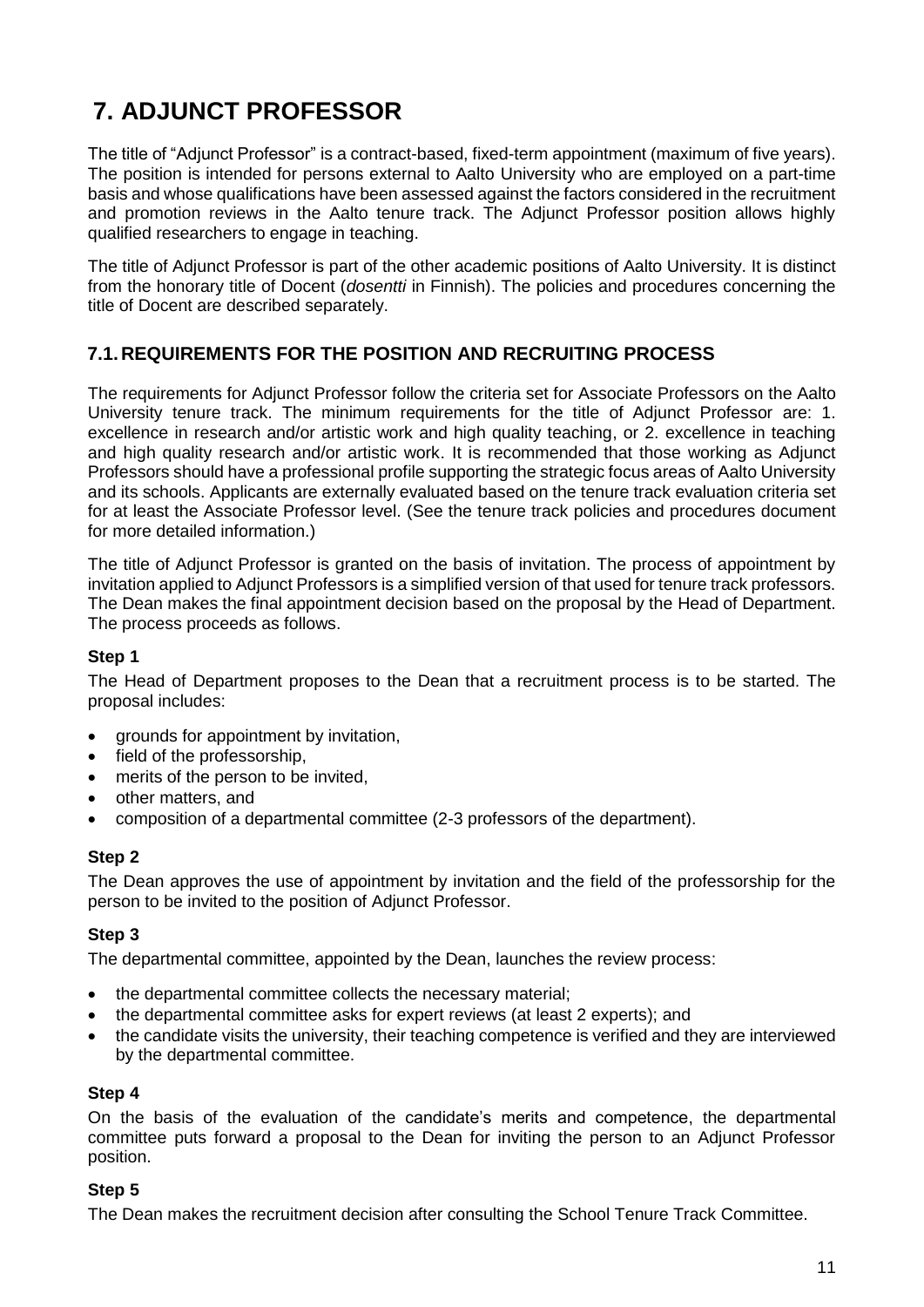# 7. ADJUNCT PROFESSOR

The title of "Adjunct Professor" is a contract-based, fixed-term appointment (maximum of five years). The position is intended for persons external to Aalto University who are employed on a part-time basis and whose qualifications have been assessed against the factors considered in the recruitment and promotion reviews in the Aalto tenure track. The Adjunct Professor position allows highly qualified researchers to engage in teaching.

The title of Adjunct Professor is part of the other academic positions of Aalto University. It is distinct from the honorary title of Docent (*dosentti* in Finnish). The policies and procedures concerning the title of Docent are described separately.

## 7.1. REQUIREMENTS FOR THE POSITION AND RECRUITING PROCESS

The requirements for Adjunct Professor follow the criteria set for Associate Professors on the Aalto University tenure track. The minimum requirements for the title of Adjunct Professor are: 1. excellence in research and/or artistic work and high quality teaching, or 2. excellence in teaching and high quality research and/or artistic work. It is recommended that those working as Adjunct Professors should have a professional profile supporting the strategic focus areas of Aalto University and its schools. Applicants are externally evaluated based on the tenure track evaluation criteria set for at least the Associate Professor level. (See the tenure track policies and procedures document for more detailed information.)

The title of Adjunct Professor is granted on the basis of invitation. The process of appointment by invitation applied to Adjunct Professors is a simplified version of that used for tenure track professors. The Dean makes the final appointment decision based on the proposal by the Head of Department. The process proceeds as follows.

**Step 1**

The Head of Department proposes to the Dean that a recruitment process is to be started. The proposal includes:

- grounds for appointment by invitation,
- field of the professorship,
- merits of the person to be invited,
- other matters, and
- composition of a departmental committee (2-3 professors of the department).

**Step 2**

The Dean approves the use of appointment by invitation and the field of the professorship for the person to be invited to the position of Adjunct Professor.

**Step 3**

The departmental committee, appointed by the Dean, launches the review process:

- the departmental committee collects the necessary material;
- the departmental committee asks for expert reviews (at least 2 experts); and
- the candidate visits the university, their teaching competence is verified and they are interviewed by the departmental committee.

**Step 4**

On the basis of the evaluation of the candidate's merits and competence, the departmental committee puts forward a proposal to the Dean for inviting the person to an Adjunct Professor position.

**Step 5**

The Dean makes the recruitment decision after consulting the School Tenure Track Committee.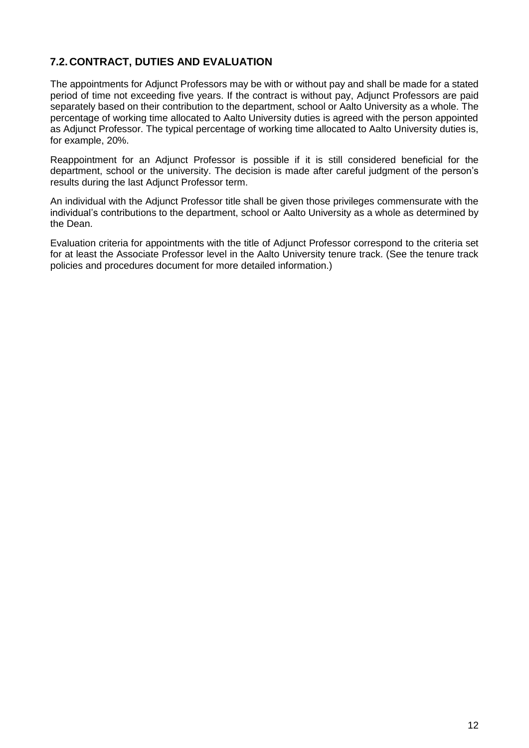## 7.2. CONTRACT, DUTIES AND EVALUATION

The appointments for Adjunct Professors may be with or without pay and shall be made for a stated period of time not exceeding five years. If the contract is without pay, Adjunct Professors are paid separately based on their contribution to the department, school or Aalto University as a whole. The percentage of working time allocated to Aalto University duties is agreed with the person appointed as Adjunct Professor. The typical percentage of working time allocated to Aalto University duties is, for example, 20%.

Reappointment for an Adjunct Professor is possible if it is still considered beneficial for the department, school or the university. The decision is made after careful judgment of the person's results during the last Adjunct Professor term.

An individual with the Adjunct Professor title shall be given those privileges commensurate with the individual's contributions to the department, school or Aalto University as a whole as determined by the Dean.

Evaluation criteria for appointments with the title of Adjunct Professor correspond to the criteria set for at least the Associate Professor level in the Aalto University tenure track. (See the tenure track policies and procedures document for more detailed information.)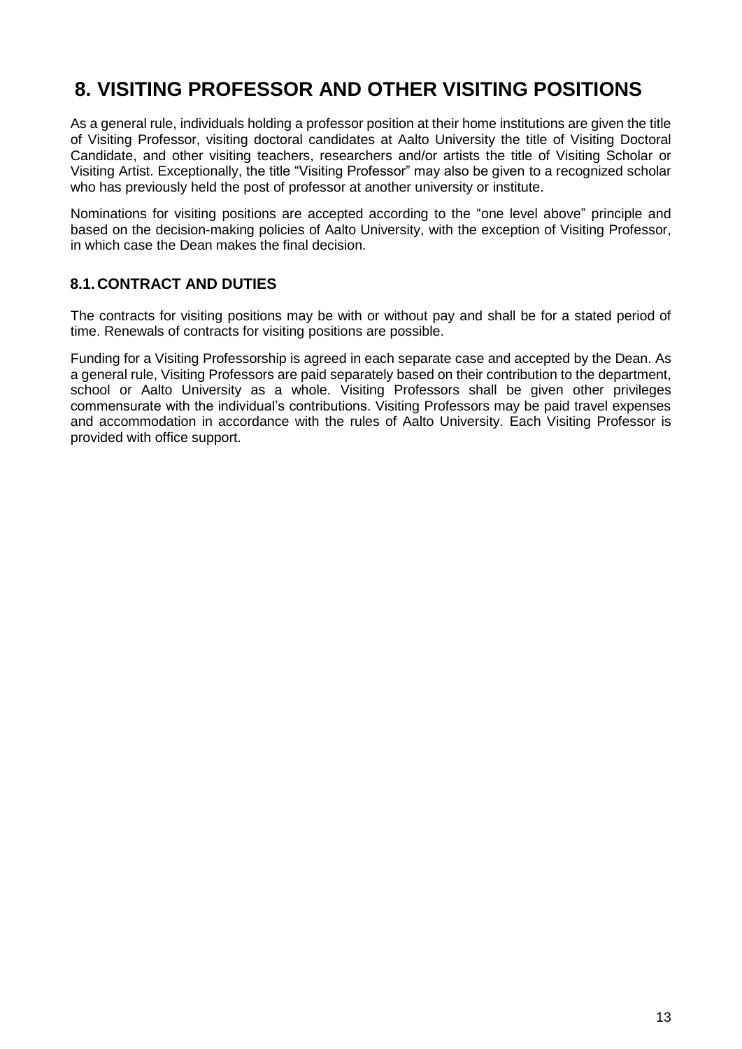# 8. VISITING PROFESSOR AND OTHER VISITING POSITIONS

As a general rule, individuals holding a professor position at their home institutions are given the title of Visiting Professor, visiting doctoral candidates at Aalto University the title of Visiting Doctoral Candidate, and other visiting teachers, researchers and/or artists the title of Visiting Scholar or Visiting Artist. Exceptionally, the title "Visiting Professor" may also be given to a recognized scholar who has previously held the post of professor at another university or institute.

Nominations for visiting positions are accepted according to the "one level above" principle and based on the decision-making policies of Aalto University, with the exception of Visiting Professor, in which case the Dean makes the final decision.

## 8.1. CONTRACT AND DUTIES

The contracts for visiting positions may be with or without pay and shall be for a stated period of time. Renewals of contracts for visiting positions are possible.

Funding for a Visiting Professorship is agreed in each separate case and accepted by the Dean. As a general rule, Visiting Professors are paid separately based on their contribution to the department, school or Aalto University as a whole. Visiting Professors shall be given other privileges commensurate with the individual's contributions. Visiting Professors may be paid travel expenses and accommodation in accordance with the rules of Aalto University. Each Visiting Professor is provided with office support.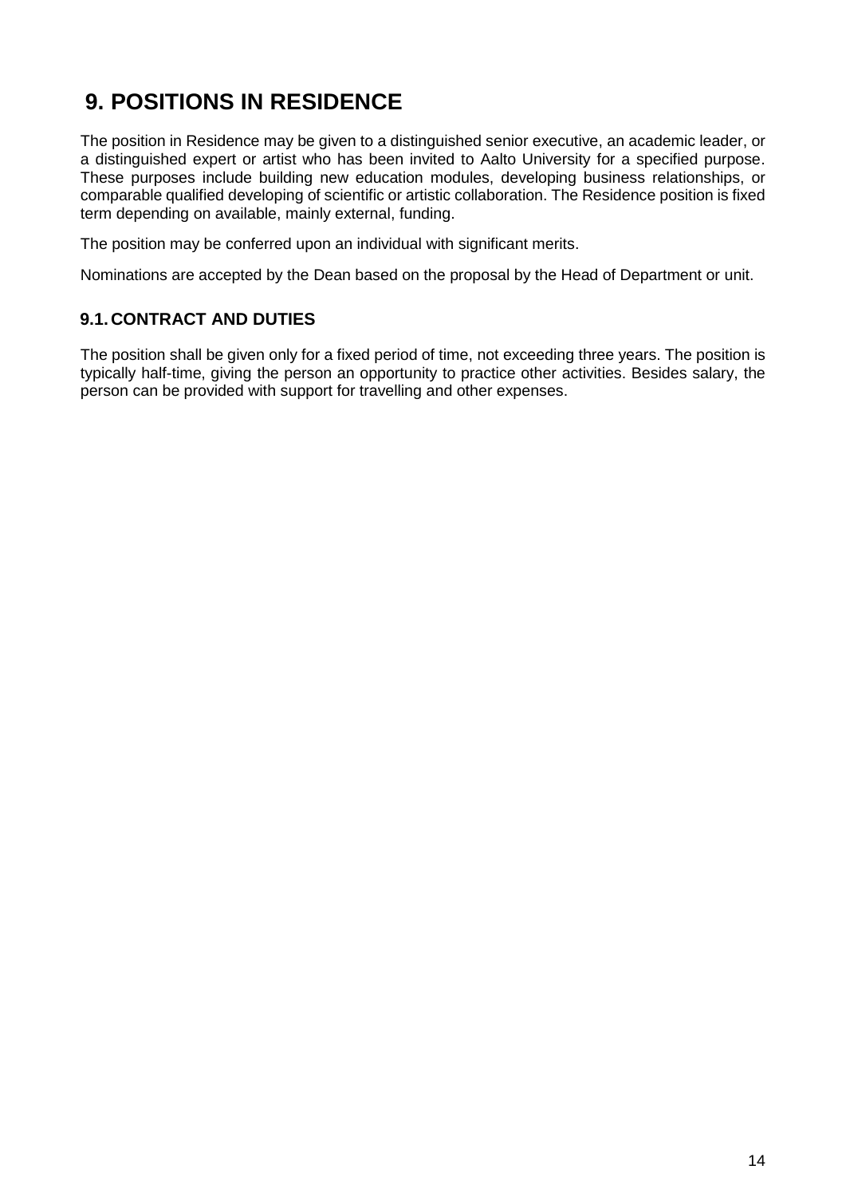# 9. POSITIONS IN RESIDENCE

The position in Residence may be given to a distinguished senior executive, an academic leader, or a distinguished expert or artist who has been invited to Aalto University for a specified purpose. These purposes include building new education modules, developing business relationships, or comparable qualified developing of scientific or artistic collaboration. The Residence position is fixed term depending on available, mainly external, funding.

The position may be conferred upon an individual with significant merits.

Nominations are accepted by the Dean based on the proposal by the Head of Department or unit.

## 9.1. CONTRACT AND DUTIES

The position shall be given only for a fixed period of time, not exceeding three years. The position is typically half-time, giving the person an opportunity to practice other activities. Besides salary, the person can be provided with support for travelling and other expenses.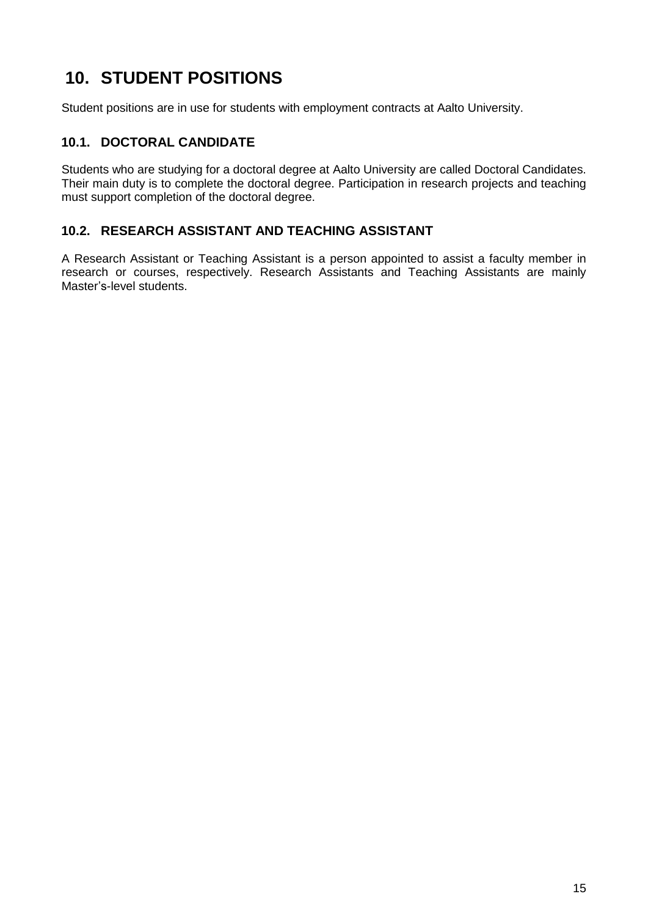# 10. STUDENT POSITIONS

Student positions are in use for students with employment contracts at Aalto University.

## 10.1. DOCTORAL CANDIDATE

Students who are studying for a doctoral degree at Aalto University are called Doctoral Candidates. Their main duty is to complete the doctoral degree. Participation in research projects and teaching must support completion of the doctoral degree.

## 10.2. RESEARCH ASSISTANT AND TEACHING ASSISTANT

A Research Assistant or Teaching Assistant is a person appointed to assist a faculty member in research or courses, respectively. Research Assistants and Teaching Assistants are mainly Master's-level students.